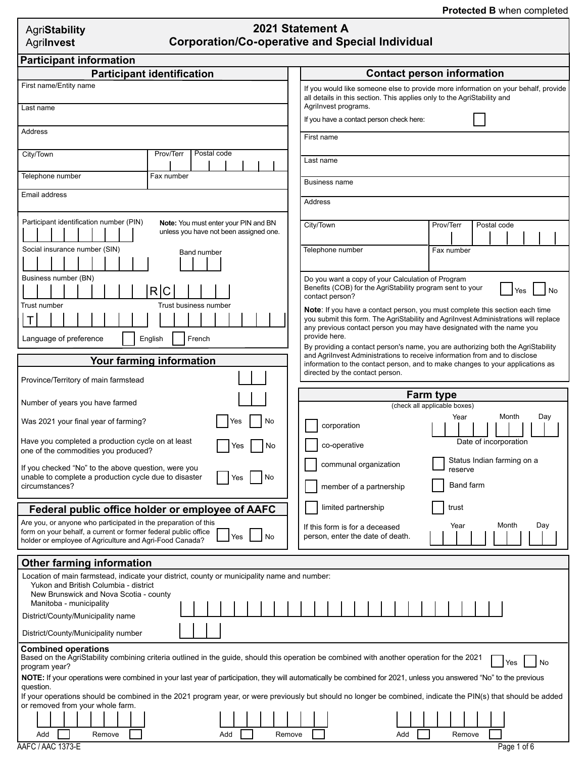**Protected B** when completed

Agri**Stability**
Agri**Invest**

# 2021 Statement A
# Corporation/Co-operative and Special Individual

## Participant information

### Participant identification

First name/Entity name

Last name

Address

City/Town | Prov/Terr | Postal code

Telephone number | Fax number

Email address

Participant identification number (PIN)

**Note:** You must enter your PIN and BN unless you have not been assigned one.

Social insurance number (SIN)

Band number

Business number (BN) RC

Trust number T

Trust business number

Language of preference ☐ English ☐ French

### Contact person information

If you would like someone else to provide more information on your behalf, provide all details in this section. This applies only to the AgriStability and AgriInvest programs.

If you have a contact person check here: ☐

First name

Last name

Business name

Address

City/Town | Prov/Terr | Postal code

Telephone number | Fax number

Do you want a copy of your Calculation of Program Benefits (COB) for the AgriStability program sent to your contact person? ☐ Yes ☐ No

**Note**: If you have a contact person, you must complete this section each time you submit this form. The AgriStability and AgriInvest Administrations will replace any previous contact person you may have designated with the name you provide here.

By providing a contact person's name, you are authorizing both the AgriStability and AgriInvest Administrations to receive information from and to disclose information to the contact person, and to make changes to your applications as directed by the contact person.

### Your farming information

Province/Territory of main farmstead

Number of years you have farmed

Was 2021 your final year of farming? ☐ Yes ☐ No

Have you completed a production cycle on at least one of the commodities you produced? ☐ Yes ☐ No

If you checked "No" to the above question, were you unable to complete a production cycle due to disaster circumstances? ☐ Yes ☐ No

### Federal public office holder or employee of AAFC

Are you, or anyone who participated in the preparation of this form on your behalf, a current or former federal public office holder or employee of Agriculture and Agri-Food Canada? ☐ Yes ☐ No

### Farm type

(check all applicable boxes)

☐ corporation

☐ co-operative

Date of incorporation: Year | Month | Day

☐ communal organization

☐ Status Indian farming on a reserve

☐ member of a partnership

☐ Band farm

☐ limited partnership

☐ trust

If this form is for a deceased person, enter the date of death. Year | Month | Day

## Other farming information

Location of main farmstead, indicate your district, county or municipality name and number:
- Yukon and British Columbia - district
- New Brunswick and Nova Scotia - county
- Manitoba - municipality

District/County/Municipality name

District/County/Municipality number

### Combined operations

Based on the AgriStability combining criteria outlined in the guide, should this operation be combined with another operation for the 2021 program year? ☐ Yes ☐ No

**NOTE:** If your operations were combined in your last year of participation, they will automatically be combined for 2021, unless you answered "No" to the previous question.

If your operations should be combined in the 2021 program year, or were previously but should no longer be combined, indicate the PIN(s) that should be added or removed from your whole farm.

Add ☐ Remove ☐ | Add ☐ Remove ☐ | Add ☐ Remove ☐

AAFC / AAC 1373-E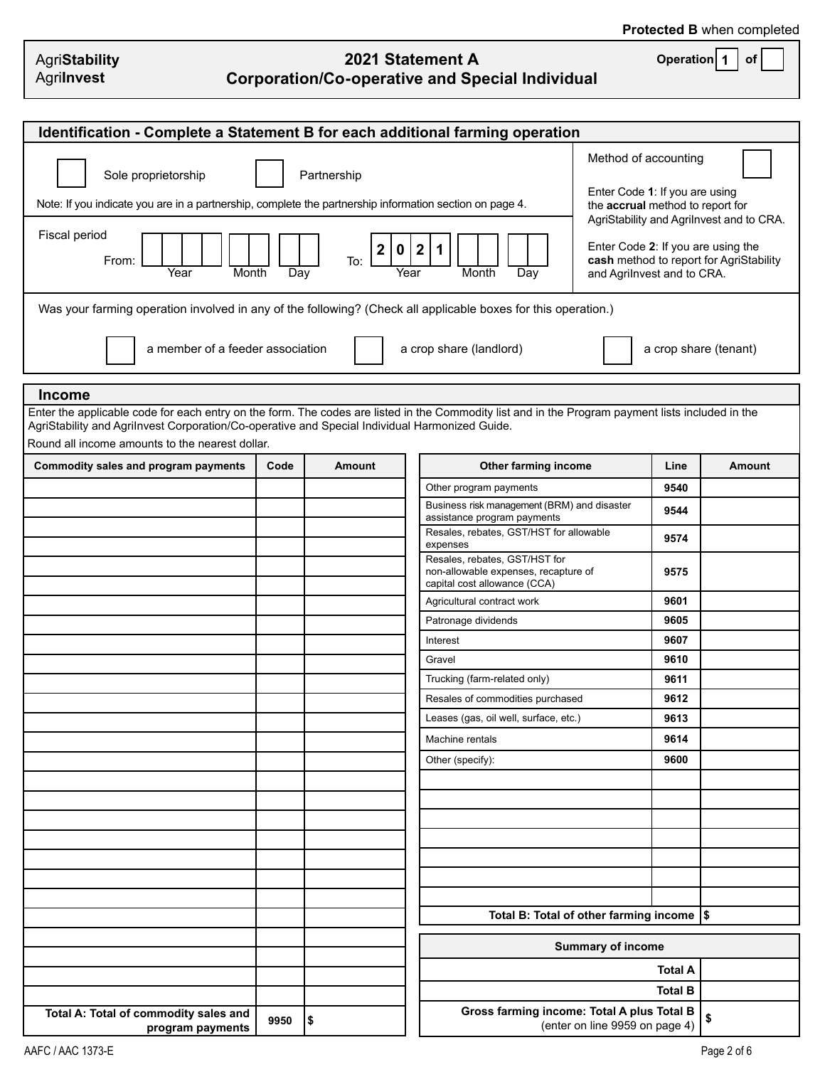**Protected B** when completed

Agri**Stability**
Agri**Invest**

# 2021 Statement A
## Corporation/Co-operative and Special Individual

Operation 1 of

## Identification - Complete a Statement B for each additional farming operation

☐ Sole proprietorship ☐ Partnership

Note: If you indicate you are in a partnership, complete the partnership information section on page 4.

Fiscal period

From: Year ____ Month ____ Day ____ To: Year 2021 Month ____ Day ____

Method of accounting ☐

Enter Code **1**: If you are using the **accrual** method to report for AgriStability and AgriInvest and to CRA.

Enter Code **2**: If you are using the **cash** method to report for AgriStability and AgriInvest and to CRA.

Was your farming operation involved in any of the following? (Check all applicable boxes for this operation.)

☐ a member of a feeder association ☐ a crop share (landlord) ☐ a crop share (tenant)

## Income

Enter the applicable code for each entry on the form. The codes are listed in the Commodity list and in the Program payment lists included in the AgriStability and AgriInvest Corporation/Co-operative and Special Individual Harmonized Guide.

Round all income amounts to the nearest dollar.

| Commodity sales and program payments | Code | Amount |
|---|---|---|
| | | |
| | | |
| | | |
| | | |
| | | |
| | | |
| | | |
| | | |
| | | |
| | | |
| | | |
| | | |
| | | |
| | | |
| | | |
| | | |
| | | |
| | | |
| | | |
| | | |
| | | |
| | | |
| | | |
| | | |
| | | |
| | | |
| | | |
| **Total A: Total of commodity sales and program payments** | **9950** | $ |

| Other farming income | Line | Amount |
|---|---|---|
| Other program payments | **9540** | |
| Business risk management (BRM) and disaster assistance program payments | **9544** | |
| Resales, rebates, GST/HST for allowable expenses | **9574** | |
| Resales, rebates, GST/HST for non-allowable expenses, recapture of capital cost allowance (CCA) | **9575** | |
| Agricultural contract work | **9601** | |
| Patronage dividends | **9605** | |
| Interest | **9607** | |
| Gravel | **9610** | |
| Trucking (farm-related only) | **9611** | |
| Resales of commodities purchased | **9612** | |
| Leases (gas, oil well, surface, etc.) | **9613** | |
| Machine rentals | **9614** | |
| Other (specify): | **9600** | |
| | | |
| | | |
| | | |
| | | |
| | | |
| | | |
| | | |
| **Total B: Total of other farming income** | | $ |

| Summary of income | |
|---|---|
| **Total A** | |
| **Total B** | |
| **Gross farming income: Total A plus Total B** (enter on line 9959 on page 4) | $ |

AAFC / AAC 1373-E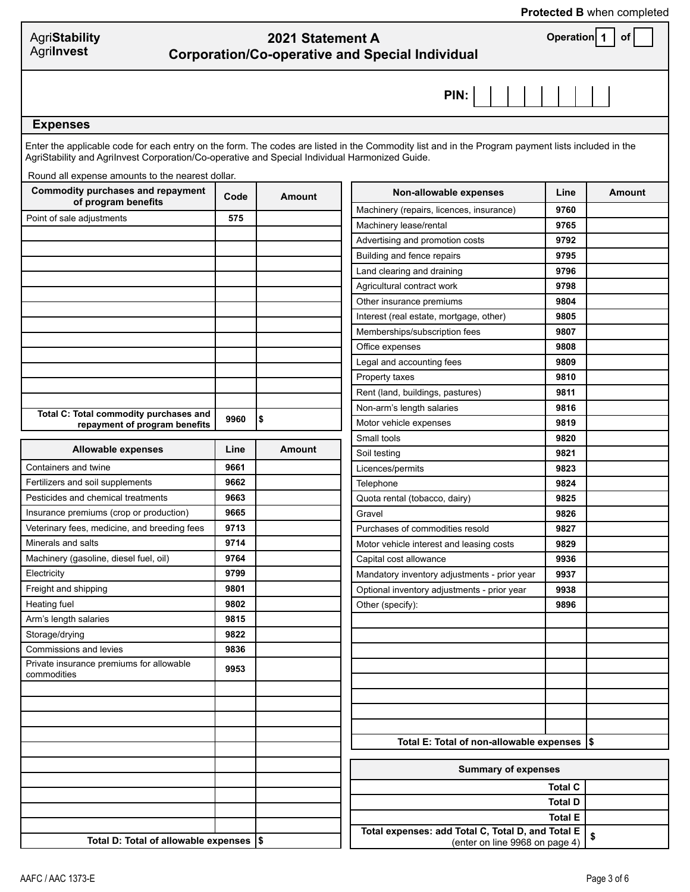Protected B when completed

AgriStability
AgriInvest

# 2021 Statement A
# Corporation/Co-operative and Special Individual

Operation 1 of

PIN:

## Expenses

Enter the applicable code for each entry on the form. The codes are listed in the Commodity list and in the Program payment lists included in the AgriStability and AgriInvest Corporation/Co-operative and Special Individual Harmonized Guide.

Round all expense amounts to the nearest dollar.

| Commodity purchases and repayment of program benefits | Code | Amount |
|---|---|---|
| Point of sale adjustments | 575 | |
| | | |
| | | |
| | | |
| | | |
| | | |
| | | |
| | | |
| | | |
| | | |
| | | |
| | | |
| | | |
| Total C: Total commodity purchases and repayment of program benefits | 9960 | $ |

| Allowable expenses | Line | Amount |
|---|---|---|
| Containers and twine | 9661 | |
| Fertilizers and soil supplements | 9662 | |
| Pesticides and chemical treatments | 9663 | |
| Insurance premiums (crop or production) | 9665 | |
| Veterinary fees, medicine, and breeding fees | 9713 | |
| Minerals and salts | 9714 | |
| Machinery (gasoline, diesel fuel, oil) | 9764 | |
| Electricity | 9799 | |
| Freight and shipping | 9801 | |
| Heating fuel | 9802 | |
| Arm's length salaries | 9815 | |
| Storage/drying | 9822 | |
| Commissions and levies | 9836 | |
| Private insurance premiums for allowable commodities | 9953 | |
| | | |
| | | |
| | | |
| | | |
| | | |
| | | |
| | | |
| | | |
| | | |
| | | |
| Total D: Total of allowable expenses | | $ |

| Non-allowable expenses | Line | Amount |
|---|---|---|
| Machinery (repairs, licences, insurance) | 9760 | |
| Machinery lease/rental | 9765 | |
| Advertising and promotion costs | 9792 | |
| Building and fence repairs | 9795 | |
| Land clearing and draining | 9796 | |
| Agricultural contract work | 9798 | |
| Other insurance premiums | 9804 | |
| Interest (real estate, mortgage, other) | 9805 | |
| Memberships/subscription fees | 9807 | |
| Office expenses | 9808 | |
| Legal and accounting fees | 9809 | |
| Property taxes | 9810 | |
| Rent (land, buildings, pastures) | 9811 | |
| Non-arm's length salaries | 9816 | |
| Motor vehicle expenses | 9819 | |
| Small tools | 9820 | |
| Soil testing | 9821 | |
| Licences/permits | 9823 | |
| Telephone | 9824 | |
| Quota rental (tobacco, dairy) | 9825 | |
| Gravel | 9826 | |
| Purchases of commodities resold | 9827 | |
| Motor vehicle interest and leasing costs | 9829 | |
| Capital cost allowance | 9936 | |
| Mandatory inventory adjustments - prior year | 9937 | |
| Optional inventory adjustments - prior year | 9938 | |
| Other (specify): | 9896 | |
| | | |
| | | |
| | | |
| | | |
| | | |
| | | |
| | | |
| | | |
| Total E: Total of non-allowable expenses | | $ |

| Summary of expenses | |
|---|---|
| Total C | |
| Total D | |
| Total E | |
| Total expenses: add Total C, Total D, and Total E (enter on line 9968 on page 4) | $ |

AAFC / AAC 1373-E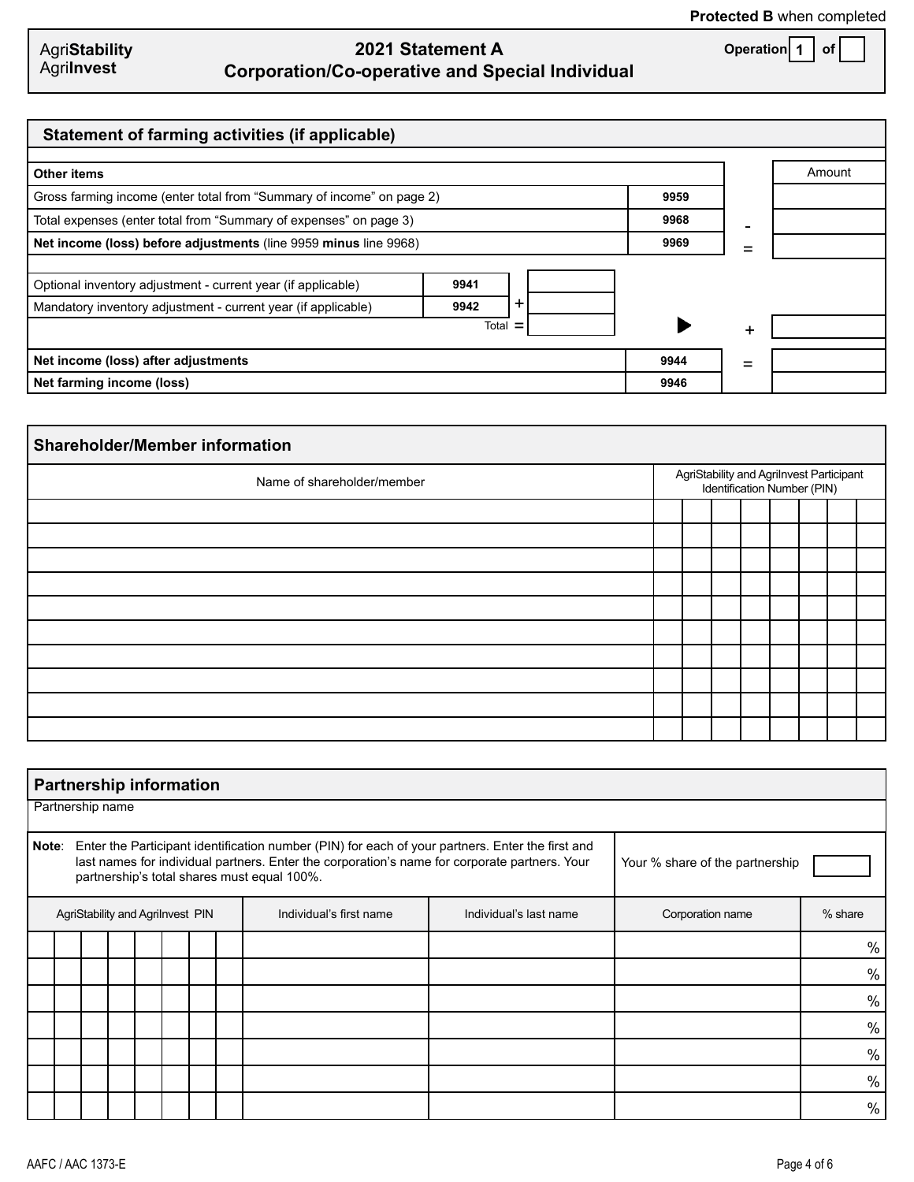**Protected B** when completed

AgriStability
AgriInvest

# 2021 Statement A
## Corporation/Co-operative and Special Individual

Operation 1 of

## Statement of farming activities (if applicable)

| Other items | | | | Amount |
|---|---|---|---|---|
| Gross farming income (enter total from "Summary of income" on page 2) | 9959 | | | |
| Total expenses (enter total from "Summary of expenses" on page 3) | 9968 | | - | |
| **Net income (loss) before adjustments** (line 9959 **minus** line 9968) | 9969 | | = | |
| Optional inventory adjustment - current year (if applicable) | 9941 | | | |
| Mandatory inventory adjustment - current year (if applicable) | 9942 | + | | |
| Total | | = | + | |
| **Net income (loss) after adjustments** | 9944 | | = | |
| **Net farming income (loss)** | 9946 | | | |

## Shareholder/Member information

| Name of shareholder/member | AgriStability and AgriInvest Participant Identification Number (PIN) |
|---|---|
| | |
| | |
| | |
| | |
| | |
| | |
| | |
| | |
| | |
| | |

## Partnership information

Partnership name

**Note**: Enter the Participant identification number (PIN) for each of your partners. Enter the first and last names for individual partners. Enter the corporation's name for corporate partners. Your partnership's total shares must equal 100%.

Your % share of the partnership

| AgriStability and AgriInvest PIN | Individual's first name | Individual's last name | Corporation name | % share |
|---|---|---|---|---|
| | | | | % |
| | | | | % |
| | | | | % |
| | | | | % |
| | | | | % |
| | | | | % |
| | | | | % |

AAFC / AAC 1373-E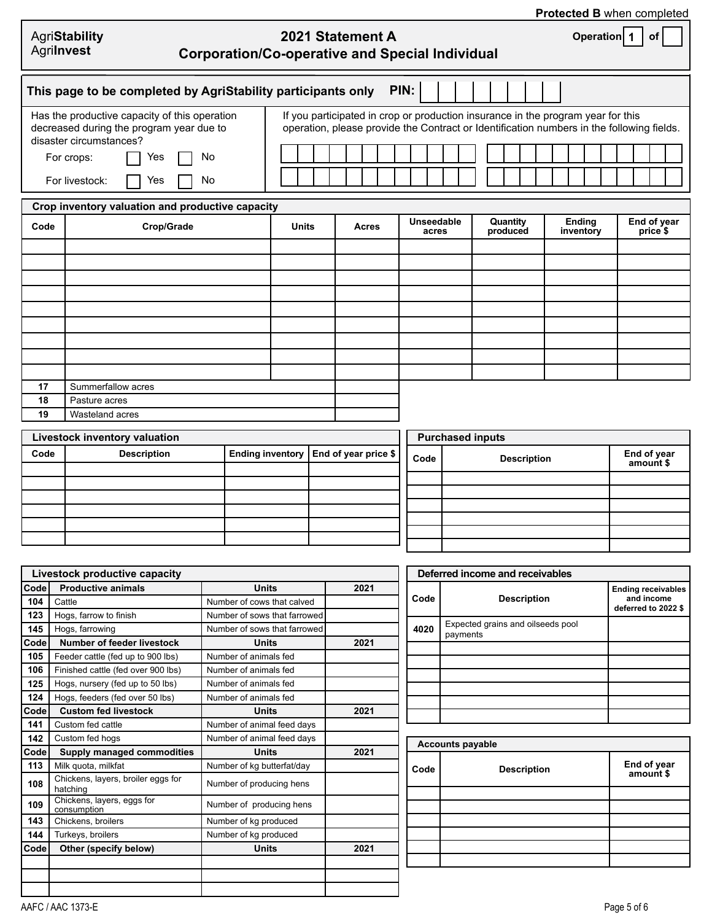Protected B when completed

AgriStability
AgriInvest

# 2021 Statement A
## Corporation/Co-operative and Special Individual

Operation 1 of

## This page to be completed by AgriStability participants only PIN:

Has the productive capacity of this operation decreased during the program year due to disaster circumstances?

For crops: ☐ Yes ☐ No

For livestock: ☐ Yes ☐ No

If you participated in crop or production insurance in the program year for this operation, please provide the Contract or Identification numbers in the following fields.

### Crop inventory valuation and productive capacity

| Code | Crop/Grade | Units | Acres | Unseedable acres | Quantity produced | Ending inventory | End of year price $ |
|---|---|---|---|---|---|---|---|
| | | | | | | | |
| | | | | | | | |
| | | | | | | | |
| | | | | | | | |
| | | | | | | | |
| | | | | | | | |
| | | | | | | | |
| | | | | | | | |
| | | | | | | | |
| 17 | Summerfallow acres | | | | | | |
| 18 | Pasture acres | | | | | | |
| 19 | Wasteland acres | | | | | | |

### Livestock inventory valuation

| Code | Description | Ending inventory | End of year price $ |
|---|---|---|---|
| | | | |
| | | | |
| | | | |
| | | | |
| | | | |
| | | | |

### Purchased inputs

| Code | Description | End of year amount $ |
|---|---|---|
| | | |
| | | |
| | | |
| | | |
| | | |
| | | |

### Livestock productive capacity

| Code | Productive animals | Units | 2021 |
|---|---|---|---|
| 104 | Cattle | Number of cows that calved | |
| 123 | Hogs, farrow to finish | Number of sows that farrowed | |
| 145 | Hogs, farrowing | Number of sows that farrowed | |
| **Code** | **Number of feeder livestock** | **Units** | **2021** |
| 105 | Feeder cattle (fed up to 900 lbs) | Number of animals fed | |
| 106 | Finished cattle (fed over 900 lbs) | Number of animals fed | |
| 125 | Hogs, nursery (fed up to 50 lbs) | Number of animals fed | |
| 124 | Hogs, feeders (fed over 50 lbs) | Number of animals fed | |
| **Code** | **Custom fed livestock** | **Units** | **2021** |
| 141 | Custom fed cattle | Number of animal feed days | |
| 142 | Custom fed hogs | Number of animal feed days | |
| **Code** | **Supply managed commodities** | **Units** | **2021** |
| 113 | Milk quota, milkfat | Number of kg butterfat/day | |
| 108 | Chickens, layers, broiler eggs for hatching | Number of producing hens | |
| 109 | Chickens, layers, eggs for consumption | Number of producing hens | |
| 143 | Chickens, broilers | Number of kg produced | |
| 144 | Turkeys, broilers | Number of kg produced | |
| **Code** | **Other (specify below)** | **Units** | **2021** |
| | | | |
| | | | |
| | | | |

### Deferred income and receivables

| Code | Description | Ending receivables and income deferred to 2022 $ |
|---|---|---|
| 4020 | Expected grains and oilseeds pool payments | |
| | | |
| | | |
| | | |
| | | |
| | | |
| | | |

### Accounts payable

| Code | Description | End of year amount $ |
|---|---|---|
| | | |
| | | |
| | | |
| | | |
| | | |
| | | |

AAFC / AAC 1373-E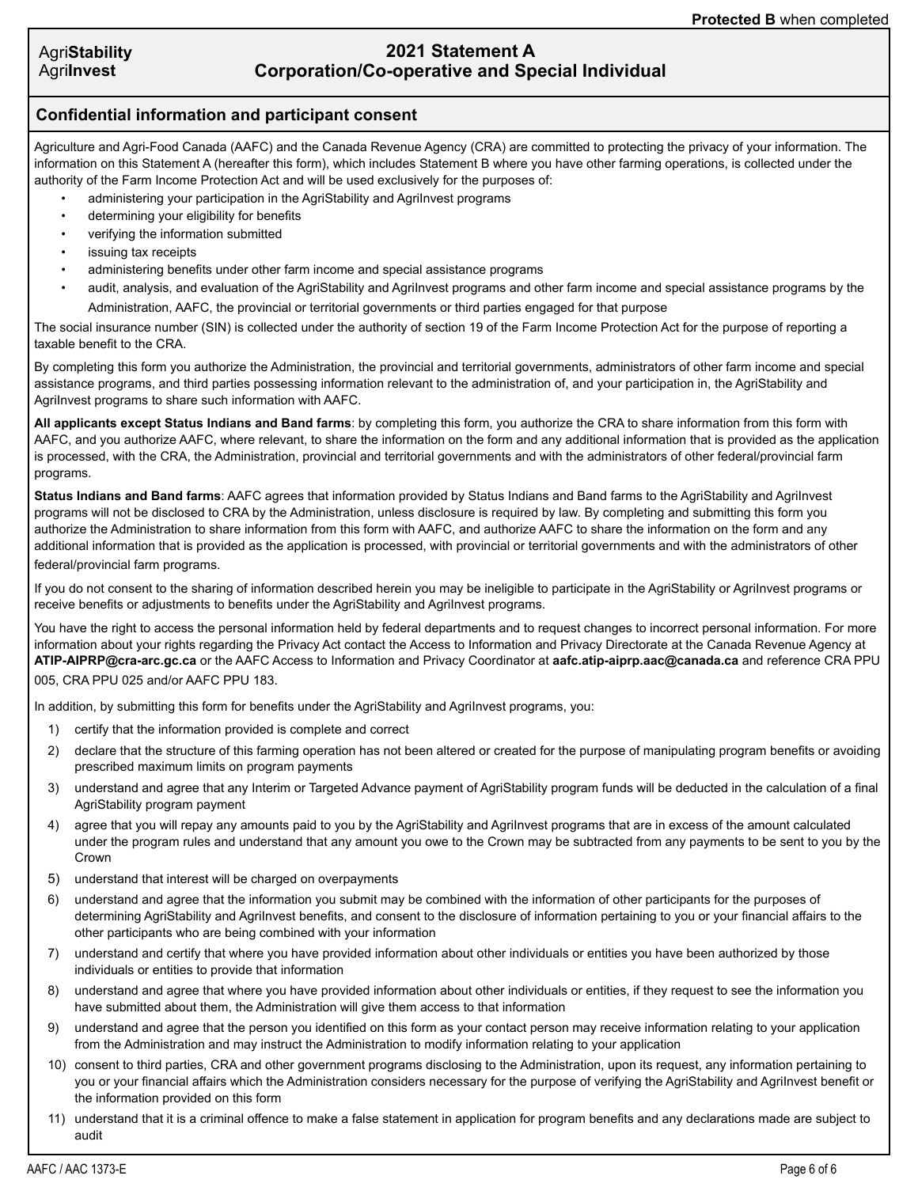Protected B when completed

AgriStability
AgriInvest

# 2021 Statement A Corporation/Co-operative and Special Individual

## Confidential information and participant consent

Agriculture and Agri-Food Canada (AAFC) and the Canada Revenue Agency (CRA) are committed to protecting the privacy of your information. The information on this Statement A (hereafter this form), which includes Statement B where you have other farming operations, is collected under the authority of the Farm Income Protection Act and will be used exclusively for the purposes of:

- administering your participation in the AgriStability and AgriInvest programs
- determining your eligibility for benefits
- verifying the information submitted
- issuing tax receipts
- administering benefits under other farm income and special assistance programs
- audit, analysis, and evaluation of the AgriStability and AgriInvest programs and other farm income and special assistance programs by the Administration, AAFC, the provincial or territorial governments or third parties engaged for that purpose

The social insurance number (SIN) is collected under the authority of section 19 of the Farm Income Protection Act for the purpose of reporting a taxable benefit to the CRA.

By completing this form you authorize the Administration, the provincial and territorial governments, administrators of other farm income and special assistance programs, and third parties possessing information relevant to the administration of, and your participation in, the AgriStability and AgriInvest programs to share such information with AAFC.

**All applicants except Status Indians and Band farms**: by completing this form, you authorize the CRA to share information from this form with AAFC, and you authorize AAFC, where relevant, to share the information on the form and any additional information that is provided as the application is processed, with the CRA, the Administration, provincial and territorial governments and with the administrators of other federal/provincial farm programs.

**Status Indians and Band farms**: AAFC agrees that information provided by Status Indians and Band farms to the AgriStability and AgriInvest programs will not be disclosed to CRA by the Administration, unless disclosure is required by law. By completing and submitting this form you authorize the Administration to share information from this form with AAFC, and authorize AAFC to share the information on the form and any additional information that is provided as the application is processed, with provincial or territorial governments and with the administrators of other federal/provincial farm programs.

If you do not consent to the sharing of information described herein you may be ineligible to participate in the AgriStability or AgriInvest programs or receive benefits or adjustments to benefits under the AgriStability and AgriInvest programs.

You have the right to access the personal information held by federal departments and to request changes to incorrect personal information. For more information about your rights regarding the Privacy Act contact the Access to Information and Privacy Directorate at the Canada Revenue Agency at **ATIP-AIPRP@cra-arc.gc.ca** or the AAFC Access to Information and Privacy Coordinator at **aafc.atip-aiprp.aac@canada.ca** and reference CRA PPU 005, CRA PPU 025 and/or AAFC PPU 183.

In addition, by submitting this form for benefits under the AgriStability and AgriInvest programs, you:

1) certify that the information provided is complete and correct
2) declare that the structure of this farming operation has not been altered or created for the purpose of manipulating program benefits or avoiding prescribed maximum limits on program payments
3) understand and agree that any Interim or Targeted Advance payment of AgriStability program funds will be deducted in the calculation of a final AgriStability program payment
4) agree that you will repay any amounts paid to you by the AgriStability and AgriInvest programs that are in excess of the amount calculated under the program rules and understand that any amount you owe to the Crown may be subtracted from any payments to be sent to you by the Crown
5) understand that interest will be charged on overpayments
6) understand and agree that the information you submit may be combined with the information of other participants for the purposes of determining AgriStability and AgriInvest benefits, and consent to the disclosure of information pertaining to you or your financial affairs to the other participants who are being combined with your information
7) understand and certify that where you have provided information about other individuals or entities you have been authorized by those individuals or entities to provide that information
8) understand and agree that where you have provided information about other individuals or entities, if they request to see the information you have submitted about them, the Administration will give them access to that information
9) understand and agree that the person you identified on this form as your contact person may receive information relating to your application from the Administration and may instruct the Administration to modify information relating to your application
10) consent to third parties, CRA and other government programs disclosing to the Administration, upon its request, any information pertaining to you or your financial affairs which the Administration considers necessary for the purpose of verifying the AgriStability and AgriInvest benefit or the information provided on this form
11) understand that it is a criminal offence to make a false statement in application for program benefits and any declarations made are subject to audit

AAFC / AAC 1373-E